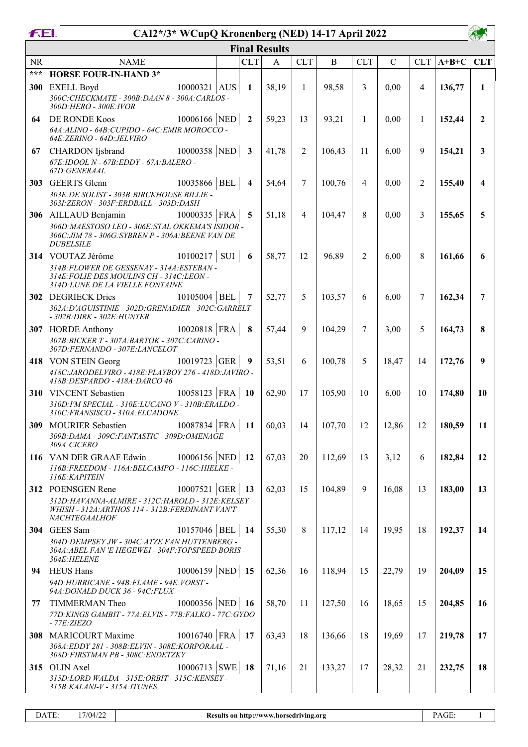# CAI2*/3* WCupQ Kronenberg (NED) 14-17 April 2022

## Final Results

| NR | NAME | | | CLT | A | CLT | B | CLT | C | CLT | A+B+C | CLT |
|---|---|---|---|---|---|---|---|---|---|---|---|---|
| *** | **HORSE FOUR-IN-HAND 3*** | | | | | | | | | | | |
| **300** | EXELL Boyd<br>*300C:CHECKMATE - 300B:DAAN 8 - 300A:CARLOS - 300D:HERO - 300E:IVOR* | 10000321 | AUS | **1** | 38,19 | 1 | 98,58 | 3 | 0,00 | 4 | **136,77** | **1** |
| **64** | DE RONDE Koos<br>*64A:ALINO - 64B:CUPIDO - 64C:EMIR MOROCCO - 64E:ZERINO - 64D:JELVIRO* | 10006166 | NED | **2** | 59,23 | 13 | 93,21 | 1 | 0,00 | 1 | **152,44** | **2** |
| **67** | CHARDON Ijsbrand<br>*67E:IDOOL N - 67B:EDDY - 67A:BALERO - 67D:GENERAAL* | 10000358 | NED | **3** | 41,78 | 2 | 106,43 | 11 | 6,00 | 9 | **154,21** | **3** |
| **303** | GEERTS Glenn<br>*303E:DE SOLIST - 303B:BIRCKHOUSE BILLIE - 303I:ZERON - 303F:ERDBALL - 303D:DASH* | 10035866 | BEL | **4** | 54,64 | 7 | 100,76 | 4 | 0,00 | 2 | **155,40** | **4** |
| **306** | AILLAUD Benjamin<br>*306D:MAESTOSO LEO - 306E:STAL OKKEMA'S ISIDOR - 306C:JIM 78 - 306G:SYBREN P - 306A:BEENE VAN DE DUBELSILE* | 10000335 | FRA | **5** | 51,18 | 4 | 104,47 | 8 | 0,00 | 3 | **155,65** | **5** |
| **314** | VOUTAZ Jérôme<br>*314B:FLOWER DE GESSENAY - 314A:ESTEBAN - 314E:FOLIE DES MOULINS CH - 314C:LEON - 314D:LUNE DE LA VIELLE FONTAINE* | 10100217 | SUI | **6** | 58,77 | 12 | 96,89 | 2 | 6,00 | 8 | **161,66** | **6** |
| **302** | DEGRIECK Dries<br>*302A:D'AGUISTINIE - 302D:GRENADIER - 302C:GARRELT - 302B:DIRK - 302E:HUNTER* | 10105004 | BEL | **7** | 52,77 | 5 | 103,57 | 6 | 6,00 | 7 | **162,34** | **7** |
| **307** | HORDE Anthony<br>*307B:BICKER T - 307A:BARTOK - 307C:CARINO - 307D:FERNANDO - 307E:LANCELOT* | 10020818 | FRA | **8** | 57,44 | 9 | 104,29 | 7 | 3,00 | 5 | **164,73** | **8** |
| **418** | VON STEIN Georg<br>*418C:JARODELVIRO - 418E:PLAYBOY 276 - 418D:JAVIRO - 418B:DESPARDO - 418A:DARCO 46* | 10019723 | GER | **9** | 53,51 | 6 | 100,78 | 5 | 18,47 | 14 | **172,76** | **9** |
| **310** | VINCENT Sebastien<br>*310D:I'M SPECIAL - 310E:LUCANO V - 310B:ERALDO - 310C:FRANSISCO - 310A:ELCADONE* | 10058123 | FRA | **10** | 62,90 | 17 | 105,90 | 10 | 6,00 | 10 | **174,80** | **10** |
| **309** | MOURIER Sebastien<br>*309B:DAMA - 309C:FANTASTIC - 309D:OMENAGE - 309A:CICERO* | 10087834 | FRA | **11** | 60,03 | 14 | 107,70 | 12 | 12,86 | 12 | **180,59** | **11** |
| **116** | VAN DER GRAAF Edwin<br>*116B:FREEDOM - 116A:BELCAMPO - 116C:HIELKE - 116E:KAPITEIN* | 10006156 | NED | **12** | 67,03 | 20 | 112,69 | 13 | 3,12 | 6 | **182,84** | **12** |
| **312** | POENSGEN Rene<br>*312D:HAVANNA-ALMIRE - 312C:HAROLD - 312E:KELSEY WHISH - 312A:ARTHOS 114 - 312B:FERDINANT VAN'T NACHTEGAALHOF* | 10007521 | GER | **13** | 62,03 | 15 | 104,89 | 9 | 16,08 | 13 | **183,00** | **13** |
| **304** | GEES Sam<br>*304D:DEMPSEY JW - 304C:ATZE FAN HUTTENBERG - 304A:ABEL FAN 'E HEGEWEI - 304F:TOPSPEED BORIS - 304E:HELENE* | 10157046 | BEL | **14** | 55,30 | 8 | 117,12 | 14 | 19,95 | 18 | **192,37** | **14** |
| **94** | HEUS Hans<br>*94D:HURRICANE - 94B:FLAME - 94E:VORST - 94A:DONALD DUCK 36 - 94C:FLUX* | 10006159 | NED | **15** | 62,36 | 16 | 118,94 | 15 | 22,79 | 19 | **204,09** | **15** |
| **77** | TIMMERMAN Theo<br>*77D:KINGS GAMBIT - 77A:ELVIS - 77B:FALKO - 77C:GYDO - 77E:ZIEZO* | 10000356 | NED | **16** | 58,70 | 11 | 127,50 | 16 | 18,65 | 15 | **204,85** | **16** |
| **308** | MARICOURT Maxime<br>*308A:EDDY 281 - 308B:ELVIN - 308E:KORPORAAL - 308D:FIRSTMAN PB - 308C:ENDETZKY* | 10016740 | FRA | **17** | 63,43 | 18 | 136,66 | 18 | 19,69 | 17 | **219,78** | **17** |
| **315** | OLIN Axel<br>*315D:LORD WALDA - 315E:ORBIT - 315C:KENSEY - 315B:KALANI-V - 315A:ITUNES* | 10006713 | SWE | **18** | 71,16 | 21 | 133,27 | 17 | 28,32 | 21 | **232,75** | **18** |

DATE: 17/04/22 — Results on http://www.horsedriving.org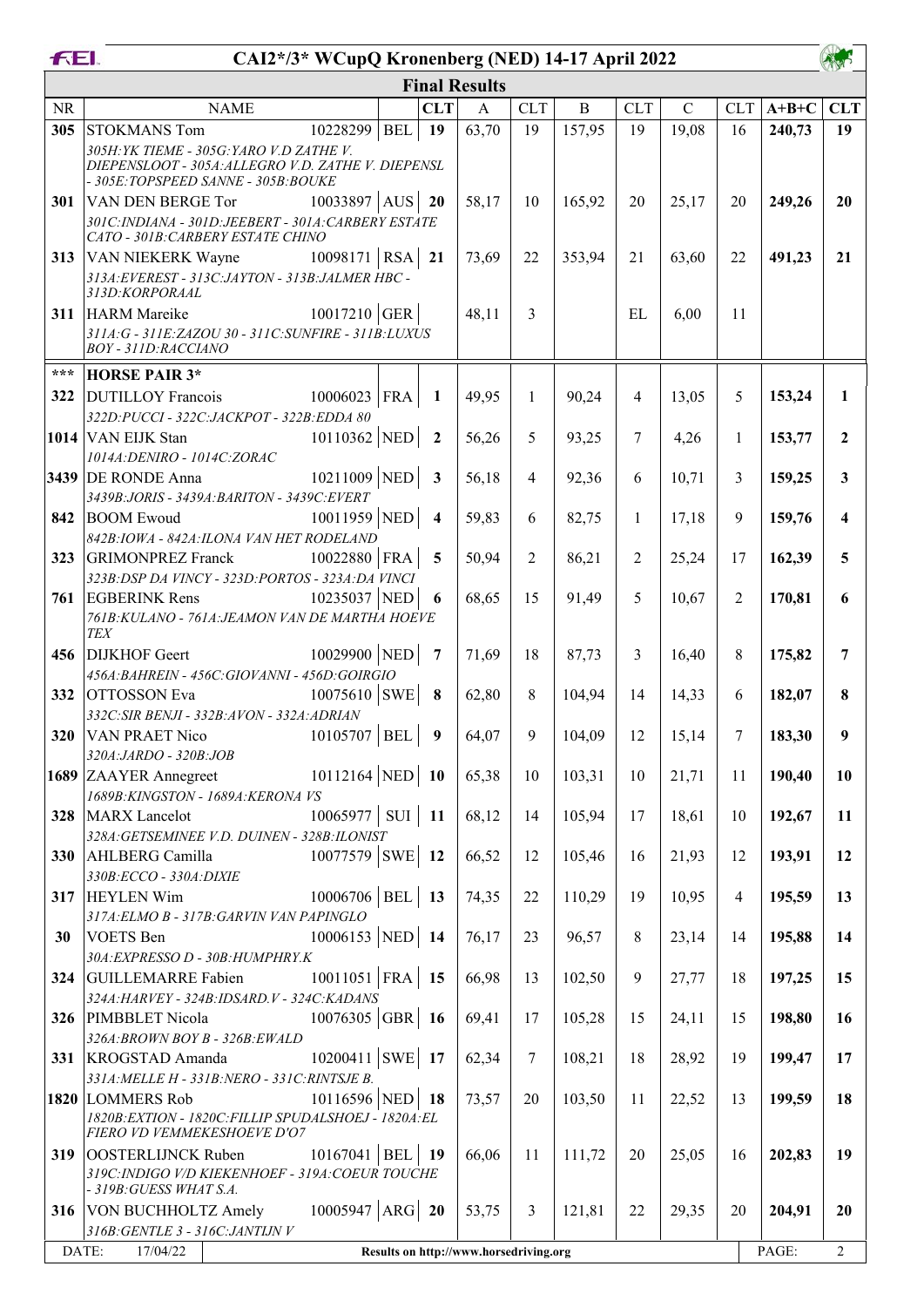# CAI2*/3* WCupQ Kronenberg (NED) 14-17 April 2022

## Final Results

| NR | NAME | | | CLT | A | CLT | B | CLT | C | CLT | A+B+C | CLT |
|---|---|---|---|---|---|---|---|---|---|---|---|---|
| **305** | STOKMANS Tom | 10228299 | BEL | **19** | 63,70 | 19 | 157,95 | 19 | 19,08 | 16 | **240,73** | **19** |
| | *305H:YK TIEME - 305G:YARO V.D ZATHE V. DIEPENSLOOT - 305A:ALLEGRO V.D. ZATHE V. DIEPENSL - 305E:TOPSPEED SANNE - 305B:BOUKE* | | | | | | | | | | | |
| **301** | VAN DEN BERGE Tor | 10033897 | AUS | **20** | 58,17 | 10 | 165,92 | 20 | 25,17 | 20 | **249,26** | **20** |
| | *301C:INDIANA - 301D:JEEBERT - 301A:CARBERY ESTATE CATO - 301B:CARBERY ESTATE CHINO* | | | | | | | | | | | |
| **313** | VAN NIEKERK Wayne | 10098171 | RSA | **21** | 73,69 | 22 | 353,94 | 21 | 63,60 | 22 | **491,23** | **21** |
| | *313A:EVEREST - 313C:JAYTON - 313B:JALMER HBC - 313D:KORPORAAL* | | | | | | | | | | | |
| **311** | HARM Mareike | 10017210 | GER | | 48,11 | 3 | | EL | 6,00 | 11 | | |
| | *311A:G - 311E:ZAZOU 30 - 311C:SUNFIRE - 311B:LUXUS BOY - 311D:RACCIANO* | | | | | | | | | | | |
| *** | **HORSE PAIR 3*** | | | | | | | | | | | |
| **322** | DUTILLOY Francois | 10006023 | FRA | **1** | 49,95 | 1 | 90,24 | 4 | 13,05 | 5 | **153,24** | **1** |
| | *322D:PUCCI - 322C:JACKPOT - 322B:EDDA 80* | | | | | | | | | | | |
| **1014** | VAN EIJK Stan | 10110362 | NED | **2** | 56,26 | 5 | 93,25 | 7 | 4,26 | 1 | **153,77** | **2** |
| | *1014A:DENIRO - 1014C:ZORAC* | | | | | | | | | | | |
| **3439** | DE RONDE Anna | 10211009 | NED | **3** | 56,18 | 4 | 92,36 | 6 | 10,71 | 3 | **159,25** | **3** |
| | *3439B:JORIS - 3439A:BARITON - 3439C:EVERT* | | | | | | | | | | | |
| **842** | BOOM Ewoud | 10011959 | NED | **4** | 59,83 | 6 | 82,75 | 1 | 17,18 | 9 | **159,76** | **4** |
| | *842B:IOWA - 842A:ILONA VAN HET RODELAND* | | | | | | | | | | | |
| **323** | GRIMONPREZ Franck | 10022880 | FRA | **5** | 50,94 | 2 | 86,21 | 2 | 25,24 | 17 | **162,39** | **5** |
| | *323B:DSP DA VINCY - 323D:PORTOS - 323A:DA VINCI* | | | | | | | | | | | |
| **761** | EGBERINK Rens | 10235037 | NED | **6** | 68,65 | 15 | 91,49 | 5 | 10,67 | 2 | **170,81** | **6** |
| | *761B:KULANO - 761A:JEAMON VAN DE MARTHA HOEVE TEX* | | | | | | | | | | | |
| **456** | DIJKHOF Geert | 10029900 | NED | **7** | 71,69 | 18 | 87,73 | 3 | 16,40 | 8 | **175,82** | **7** |
| | *456A:BAHREIN - 456C:GIOVANNI - 456D:GOIRGIO* | | | | | | | | | | | |
| **332** | OTTOSSON Eva | 10075610 | SWE | **8** | 62,80 | 8 | 104,94 | 14 | 14,33 | 6 | **182,07** | **8** |
| | *332C:SIR BENJI - 332B:AVON - 332A:ADRIAN* | | | | | | | | | | | |
| **320** | VAN PRAET Nico | 10105707 | BEL | **9** | 64,07 | 9 | 104,09 | 12 | 15,14 | 7 | **183,30** | **9** |
| | *320A:JARDO - 320B:JOB* | | | | | | | | | | | |
| **1689** | ZAAYER Annegreet | 10112164 | NED | **10** | 65,38 | 10 | 103,31 | 10 | 21,71 | 11 | **190,40** | **10** |
| | *1689B:KINGSTON - 1689A:KERONA VS* | | | | | | | | | | | |
| **328** | MARX Lancelot | 10065977 | SUI | **11** | 68,12 | 14 | 105,94 | 17 | 18,61 | 10 | **192,67** | **11** |
| | *328A:GETSEMINEE V.D. DUINEN - 328B:ILONIST* | | | | | | | | | | | |
| **330** | AHLBERG Camilla | 10077579 | SWE | **12** | 66,52 | 12 | 105,46 | 16 | 21,93 | 12 | **193,91** | **12** |
| | *330B:ECCO - 330A:DIXIE* | | | | | | | | | | | |
| **317** | HEYLEN Wim | 10006706 | BEL | **13** | 74,35 | 22 | 110,29 | 19 | 10,95 | 4 | **195,59** | **13** |
| | *317A:ELMO B - 317B:GARVIN VAN PAPINGLO* | | | | | | | | | | | |
| **30** | VOETS Ben | 10006153 | NED | **14** | 76,17 | 23 | 96,57 | 8 | 23,14 | 14 | **195,88** | **14** |
| | *30A:EXPRESSO D - 30B:HUMPHRY.K* | | | | | | | | | | | |
| **324** | GUILLEMARRE Fabien | 10011051 | FRA | **15** | 66,98 | 13 | 102,50 | 9 | 27,77 | 18 | **197,25** | **15** |
| | *324A:HARVEY - 324B:IDSARD.V - 324C:KADANS* | | | | | | | | | | | |
| **326** | PIMBBLET Nicola | 10076305 | GBR | **16** | 69,41 | 17 | 105,28 | 15 | 24,11 | 15 | **198,80** | **16** |
| | *326A:BROWN BOY B - 326B:EWALD* | | | | | | | | | | | |
| **331** | KROGSTAD Amanda | 10200411 | SWE | **17** | 62,34 | 7 | 108,21 | 18 | 28,92 | 19 | **199,47** | **17** |
| | *331A:MELLE H - 331B:NERO - 331C:RINTSJE B.* | | | | | | | | | | | |
| **1820** | LOMMERS Rob | 10116596 | NED | **18** | 73,57 | 20 | 103,50 | 11 | 22,52 | 13 | **199,59** | **18** |
| | *1820B:EXTION - 1820C:FILLIP SPUDALSHOEJ - 1820A:EL FIERO VD VEMMEKESHOEVE D'O7* | | | | | | | | | | | |
| **319** | OOSTERLIJNCK Ruben | 10167041 | BEL | **19** | 66,06 | 11 | 111,72 | 20 | 25,05 | 16 | **202,83** | **19** |
| | *319C:INDIGO V/D KIEKENHOEF - 319A:COEUR TOUCHE - 319B:GUESS WHAT S.A.* | | | | | | | | | | | |
| **316** | VON BUCHHOLTZ Amely | 10005947 | ARG | **20** | 53,75 | 3 | 121,81 | 22 | 29,35 | 20 | **204,91** | **20** |
| | *316B:GENTLE 3 - 316C:JANTIJN V* | | | | | | | | | | | |

DATE: 17/04/22 — Results on http://www.horsedriving.org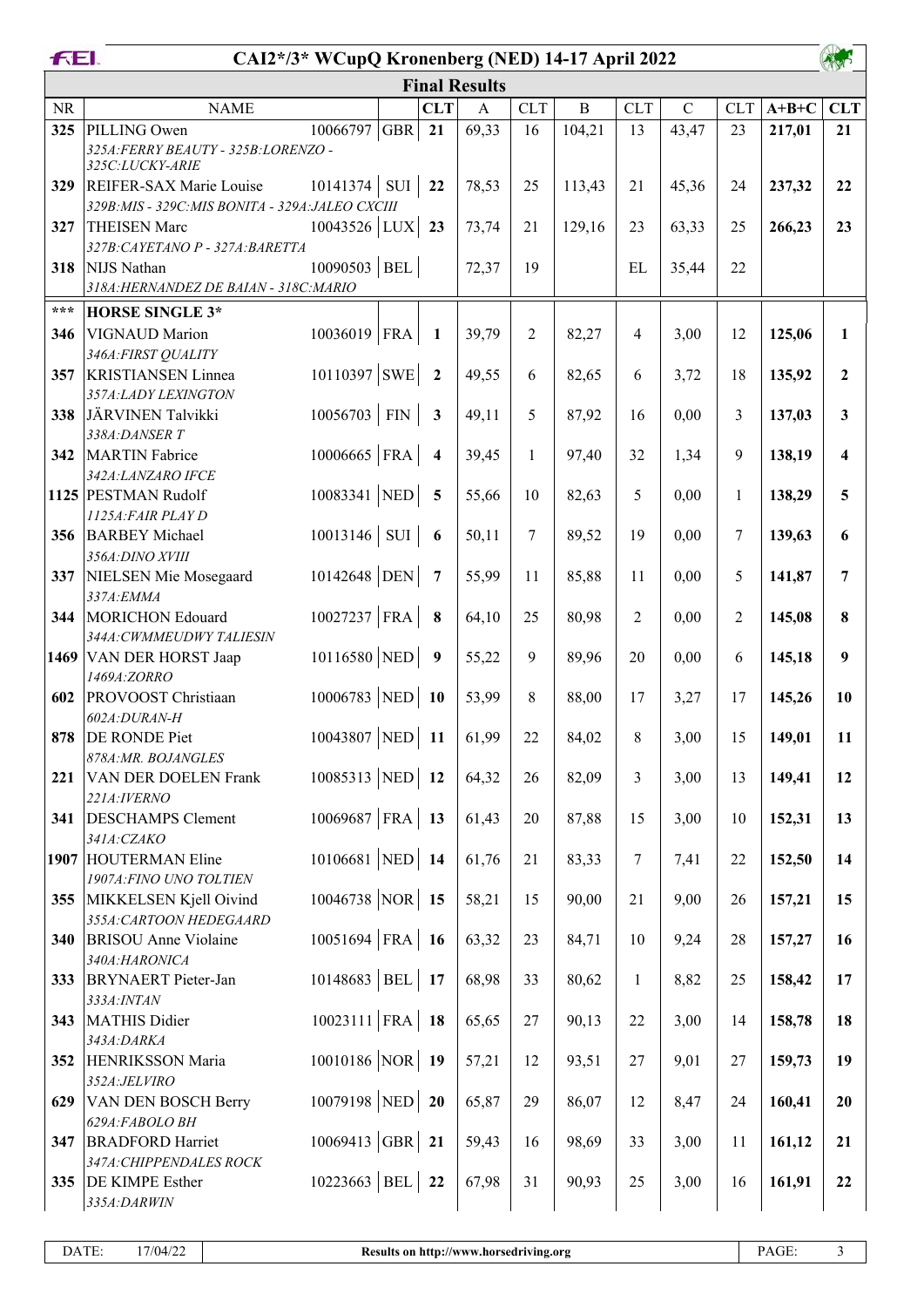# CAI2*/3* WCupQ Kronenberg (NED) 14-17 April 2022

## Final Results

| NR | NAME | | | CLT | A | CLT | B | CLT | C | CLT | A+B+C | CLT |
|---|---|---|---|---|---|---|---|---|---|---|---|---|
| 325 | PILLING Owen<br>*325A:FERRY BEAUTY - 325B:LORENZO - 325C:LUCKY-ARIE* | 10066797 | GBR | 21 | 69,33 | 16 | 104,21 | 13 | 43,47 | 23 | **217,01** | **21** |
| 329 | REIFER-SAX Marie Louise<br>*329B:MIS - 329C:MIS BONITA - 329A:JALEO CXCIII* | 10141374 | SUI | 22 | 78,53 | 25 | 113,43 | 21 | 45,36 | 24 | **237,32** | **22** |
| 327 | THEISEN Marc<br>*327B:CAYETANO P - 327A:BARETTA* | 10043526 | LUX | 23 | 73,74 | 21 | 129,16 | 23 | 63,33 | 25 | **266,23** | **23** |
| 318 | NIJS Nathan<br>*318A:HERNANDEZ DE BAIAN - 318C:MARIO* | 10090503 | BEL | | 72,37 | 19 | | EL | 35,44 | 22 | | |
| *** | **HORSE SINGLE 3*** | | | | | | | | | | | |
| 346 | VIGNAUD Marion<br>*346A:FIRST QUALITY* | 10036019 | FRA | 1 | 39,79 | 2 | 82,27 | 4 | 3,00 | 12 | **125,06** | **1** |
| 357 | KRISTIANSEN Linnea<br>*357A:LADY LEXINGTON* | 10110397 | SWE | 2 | 49,55 | 6 | 82,65 | 6 | 3,72 | 18 | **135,92** | **2** |
| 338 | JÄRVINEN Talvikki<br>*338A:DANSER T* | 10056703 | FIN | 3 | 49,11 | 5 | 87,92 | 16 | 0,00 | 3 | **137,03** | **3** |
| 342 | MARTIN Fabrice<br>*342A:LANZARO IFCE* | 10006665 | FRA | 4 | 39,45 | 1 | 97,40 | 32 | 1,34 | 9 | **138,19** | **4** |
| 1125 | PESTMAN Rudolf<br>*1125A:FAIR PLAY D* | 10083341 | NED | 5 | 55,66 | 10 | 82,63 | 5 | 0,00 | 1 | **138,29** | **5** |
| 356 | BARBEY Michael<br>*356A:DINO XVIII* | 10013146 | SUI | 6 | 50,11 | 7 | 89,52 | 19 | 0,00 | 7 | **139,63** | **6** |
| 337 | NIELSEN Mie Mosegaard<br>*337A:EMMA* | 10142648 | DEN | 7 | 55,99 | 11 | 85,88 | 11 | 0,00 | 5 | **141,87** | **7** |
| 344 | MORICHON Edouard<br>*344A:CWMMEUDWY TALIESIN* | 10027237 | FRA | 8 | 64,10 | 25 | 80,98 | 2 | 0,00 | 2 | **145,08** | **8** |
| 1469 | VAN DER HORST Jaap<br>*1469A:ZORRO* | 10116580 | NED | 9 | 55,22 | 9 | 89,96 | 20 | 0,00 | 6 | **145,18** | **9** |
| 602 | PROVOOST Christiaan<br>*602A:DURAN-H* | 10006783 | NED | 10 | 53,99 | 8 | 88,00 | 17 | 3,27 | 17 | **145,26** | **10** |
| 878 | DE RONDE Piet<br>*878A:MR. BOJANGLES* | 10043807 | NED | 11 | 61,99 | 22 | 84,02 | 8 | 3,00 | 15 | **149,01** | **11** |
| 221 | VAN DER DOELEN Frank<br>*221A:IVERNO* | 10085313 | NED | 12 | 64,32 | 26 | 82,09 | 3 | 3,00 | 13 | **149,41** | **12** |
| 341 | DESCHAMPS Clement<br>*341A:CZAKO* | 10069687 | FRA | 13 | 61,43 | 20 | 87,88 | 15 | 3,00 | 10 | **152,31** | **13** |
| 1907 | HOUTERMAN Eline<br>*1907A:FINO UNO TOLTIEN* | 10106681 | NED | 14 | 61,76 | 21 | 83,33 | 7 | 7,41 | 22 | **152,50** | **14** |
| 355 | MIKKELSEN Kjell Oivind<br>*355A:CARTOON HEDEGAARD* | 10046738 | NOR | 15 | 58,21 | 15 | 90,00 | 21 | 9,00 | 26 | **157,21** | **15** |
| 340 | BRISOU Anne Violaine<br>*340A:HARONICA* | 10051694 | FRA | 16 | 63,32 | 23 | 84,71 | 10 | 9,24 | 28 | **157,27** | **16** |
| 333 | BRYNAERT Pieter-Jan<br>*333A:INTAN* | 10148683 | BEL | 17 | 68,98 | 33 | 80,62 | 1 | 8,82 | 25 | **158,42** | **17** |
| 343 | MATHIS Didier<br>*343A:DARKA* | 10023111 | FRA | 18 | 65,65 | 27 | 90,13 | 22 | 3,00 | 14 | **158,78** | **18** |
| 352 | HENRIKSSON Maria<br>*352A:JELVIRO* | 10010186 | NOR | 19 | 57,21 | 12 | 93,51 | 27 | 9,01 | 27 | **159,73** | **19** |
| 629 | VAN DEN BOSCH Berry<br>*629A:FABOLO BH* | 10079198 | NED | 20 | 65,87 | 29 | 86,07 | 12 | 8,47 | 24 | **160,41** | **20** |
| 347 | BRADFORD Harriet<br>*347A:CHIPPENDALES ROCK* | 10069413 | GBR | 21 | 59,43 | 16 | 98,69 | 33 | 3,00 | 11 | **161,12** | **21** |
| 335 | DE KIMPE Esther<br>*335A:DARWIN* | 10223663 | BEL | 22 | 67,98 | 31 | 90,93 | 25 | 3,00 | 16 | **161,91** | **22** |

DATE: 17/04/22 — Results on http://www.horsedriving.org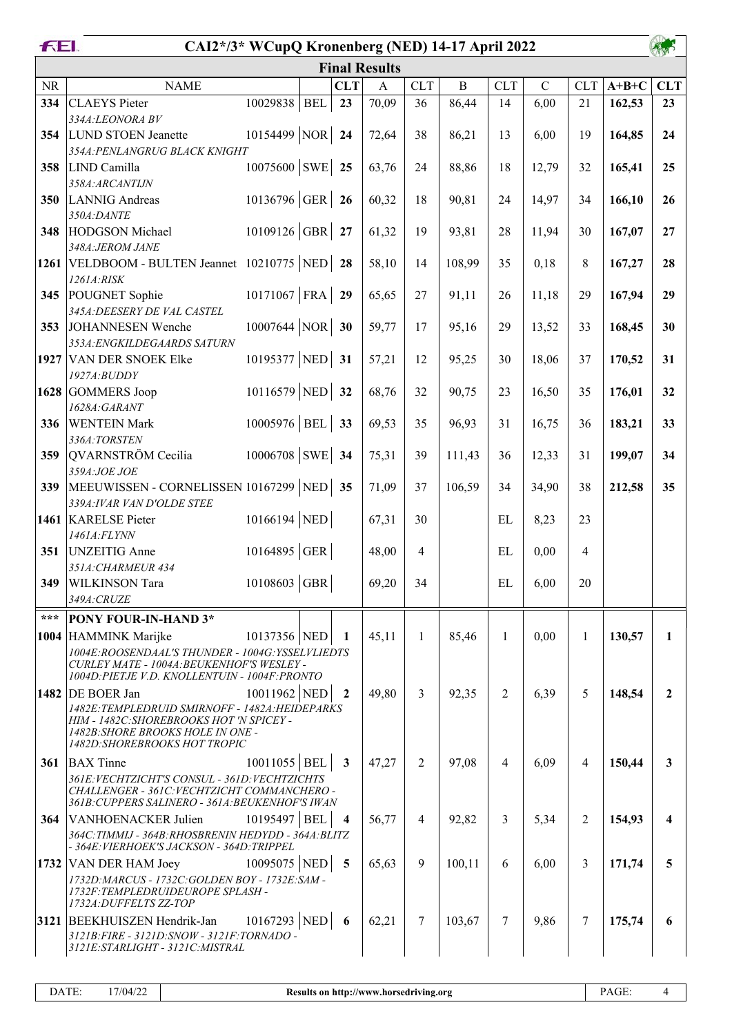# CAI2*/3* WCupQ Kronenberg (NED) 14-17 April 2022

## Final Results

| NR | NAME | | | CLT | A | CLT | B | CLT | C | CLT | A+B+C | CLT |
|---|---|---|---|---|---|---|---|---|---|---|---|---|
| 334 | CLAEYS Pieter<br>*334A:LEONORA BV* | 10029838 | BEL | 23 | 70,09 | 36 | 86,44 | 14 | 6,00 | 21 | 162,53 | 23 |
| 354 | LUND STOEN Jeanette<br>*354A:PENLANGRUG BLACK KNIGHT* | 10154499 | NOR | 24 | 72,64 | 38 | 86,21 | 13 | 6,00 | 19 | 164,85 | 24 |
| 358 | LIND Camilla<br>*358A:ARCANTIJN* | 10075600 | SWE | 25 | 63,76 | 24 | 88,86 | 18 | 12,79 | 32 | 165,41 | 25 |
| 350 | LANNIG Andreas<br>*350A:DANTE* | 10136796 | GER | 26 | 60,32 | 18 | 90,81 | 24 | 14,97 | 34 | 166,10 | 26 |
| 348 | HODGSON Michael<br>*348A:JEROM JANE* | 10109126 | GBR | 27 | 61,32 | 19 | 93,81 | 28 | 11,94 | 30 | 167,07 | 27 |
| 1261 | VELDBOOM - BULTEN Jeannet<br>*1261A:RISK* | 10210775 | NED | 28 | 58,10 | 14 | 108,99 | 35 | 0,18 | 8 | 167,27 | 28 |
| 345 | POUGNET Sophie<br>*345A:DEESERY DE VAL CASTEL* | 10171067 | FRA | 29 | 65,65 | 27 | 91,11 | 26 | 11,18 | 29 | 167,94 | 29 |
| 353 | JOHANNESEN Wenche<br>*353A:ENGKILDEGAARDS SATURN* | 10007644 | NOR | 30 | 59,77 | 17 | 95,16 | 29 | 13,52 | 33 | 168,45 | 30 |
| 1927 | VAN DER SNOEK Elke<br>*1927A:BUDDY* | 10195377 | NED | 31 | 57,21 | 12 | 95,25 | 30 | 18,06 | 37 | 170,52 | 31 |
| 1628 | GOMMERS Joop<br>*1628A:GARANT* | 10116579 | NED | 32 | 68,76 | 32 | 90,75 | 23 | 16,50 | 35 | 176,01 | 32 |
| 336 | WENTEIN Mark<br>*336A:TORSTEN* | 10005976 | BEL | 33 | 69,53 | 35 | 96,93 | 31 | 16,75 | 36 | 183,21 | 33 |
| 359 | QVARNSTRÖM Cecilia<br>*359A:JOE JOE* | 10006708 | SWE | 34 | 75,31 | 39 | 111,43 | 36 | 12,33 | 31 | 199,07 | 34 |
| 339 | MEEUWISSEN - CORNELISSEN<br>*339A:IVAR VAN D'OLDE STEE* | 10167299 | NED | 35 | 71,09 | 37 | 106,59 | 34 | 34,90 | 38 | 212,58 | 35 |
| 1461 | KARELSE Pieter<br>*1461A:FLYNN* | 10166194 | NED | | 67,31 | 30 | | EL | 8,23 | 23 | | |
| 351 | UNZEITIG Anne<br>*351A:CHARMEUR 434* | 10164895 | GER | | 48,00 | 4 | | EL | 0,00 | 4 | | |
| 349 | WILKINSON Tara<br>*349A:CRUZE* | 10108603 | GBR | | 69,20 | 34 | | EL | 6,00 | 20 | | |
| *** | **PONY FOUR-IN-HAND 3*** | | | | | | | | | | | |
| 1004 | HAMMINK Marijke<br>*1004E:ROOSENDAAL'S THUNDER - 1004G:YSSELVLIEDTS CURLEY MATE - 1004A:BEUKENHOF'S WESLEY - 1004D:PIETJE V.D. KNOLLENTUIN - 1004F:PRONTO* | 10137356 | NED | 1 | 45,11 | 1 | 85,46 | 1 | 0,00 | 1 | 130,57 | 1 |
| 1482 | DE BOER Jan<br>*1482E:TEMPLEDRUID SMIRNOFF - 1482A:HEIDEPARKS HIM - 1482C:SHOREBROOKS HOT 'N SPICEY - 1482B:SHORE BROOKS HOLE IN ONE - 1482D:SHOREBROOKS HOT TROPIC* | 10011962 | NED | 2 | 49,80 | 3 | 92,35 | 2 | 6,39 | 5 | 148,54 | 2 |
| 361 | BAX Tinne<br>*361E:VECHTZICHT'S CONSUL - 361D:VECHTZICHTS CHALLENGER - 361C:VECHTZICHT COMMANCHERO - 361B:CUPPERS SALINERO - 361A:BEUKENHOF'S IWAN* | 10011055 | BEL | 3 | 47,27 | 2 | 97,08 | 4 | 6,09 | 4 | 150,44 | 3 |
| 364 | VANHOENACKER Julien<br>*364C:TIMMIJ - 364B:RHOSBRENIN HEDYDD - 364A:BLITZ - 364E:VIERHOEK'S JACKSON - 364D:TRIPPEL* | 10195497 | BEL | 4 | 56,77 | 4 | 92,82 | 3 | 5,34 | 2 | 154,93 | 4 |
| 1732 | VAN DER HAM Joey<br>*1732D:MARCUS - 1732C:GOLDEN BOY - 1732E:SAM - 1732F:TEMPLEDRUIDEUROPE SPLASH - 1732A:DUFFELTS ZZ-TOP* | 10095075 | NED | 5 | 65,63 | 9 | 100,11 | 6 | 6,00 | 3 | 171,74 | 5 |
| 3121 | BEEKHUISZEN Hendrik-Jan<br>*3121B:FIRE - 3121D:SNOW - 3121F:TORNADO - 3121E:STARLIGHT - 3121C:MISTRAL* | 10167293 | NED | 6 | 62,21 | 7 | 103,67 | 7 | 9,86 | 7 | 175,74 | 6 |

DATE: 17/04/22 — Results on http://www.horsedriving.org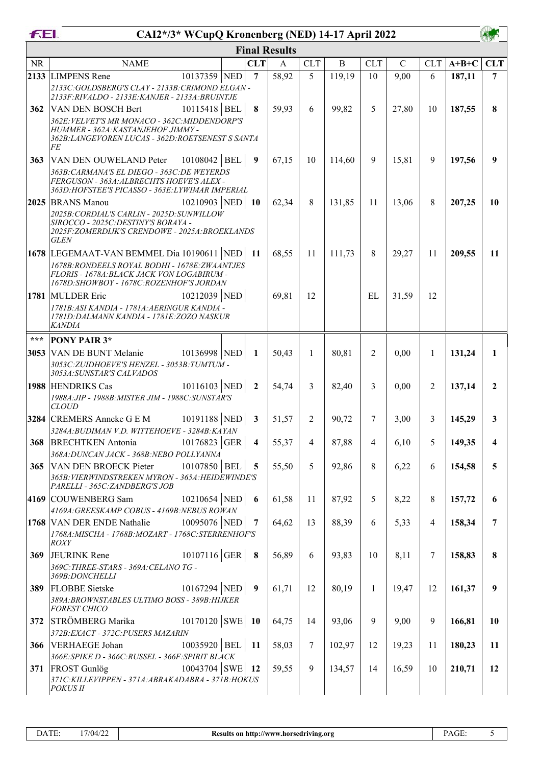# CAI2*/3* WCupQ Kronenberg (NED) 14-17 April 2022

## Final Results

| NR | NAME | | | CLT | A | CLT | B | CLT | C | CLT | A+B+C | CLT |
|---|---|---|---|---|---|---|---|---|---|---|---|---|
| 2133 | LIMPENS Rene | 10137359 | NED | 7 | 58,92 | 5 | 119,19 | 10 | 9,00 | 6 | 187,11 | 7 |
| | *2133C:GOLDSBERG'S CLAY - 2133B:CRIMOND ELGAN - 2133F:RIVALDO - 2133E:KANJER - 2133A:BRUINTJE* | | | | | | | | | | | |
| 362 | VAN DEN BOSCH Bert | 10115418 | BEL | 8 | 59,93 | 6 | 99,82 | 5 | 27,80 | 10 | 187,55 | 8 |
| | *362E:VELVET'S MR MONACO - 362C:MIDDENDORP'S HUMMER - 362A:KASTANJEHOF JIMMY - 362B:LANGEVOREN LUCAS - 362D:ROETSENEST S SANTA FE* | | | | | | | | | | | |
| 363 | VAN DEN OUWELAND Peter | 10108042 | BEL | 9 | 67,15 | 10 | 114,60 | 9 | 15,81 | 9 | 197,56 | 9 |
| | *363B:CARMANA'S EL DIEGO - 363C:DE WEYERDS FERGUSON - 363A:ALBRECHTS HOEVE'S ALEX - 363D:HOFSTEE'S PICASSO - 363E:LYWIMAR IMPERIAL* | | | | | | | | | | | |
| 2025 | BRANS Manou | 10210903 | NED | 10 | 62,34 | 8 | 131,85 | 11 | 13,06 | 8 | 207,25 | 10 |
| | *2025B:CORDIAL'S CARLIN - 2025D:SUNWILLOW SIROCCO - 2025C:DESTINY'S BORAYA - 2025F:ZOMERDIJK'S CRENDOWE - 2025A:BROEKLANDS GLEN* | | | | | | | | | | | |
| 1678 | LEGEMAAT-VAN BEMMEL Dia | 10190611 | NED | 11 | 68,55 | 11 | 111,73 | 8 | 29,27 | 11 | 209,55 | 11 |
| | *1678B:RONDEELS ROYAL BODHI - 1678E:ZWAANTJES FLORIS - 1678A:BLACK JACK VON LOGABIRUM - 1678D:SHOWBOY - 1678C:ROZENHOF'S JORDAN* | | | | | | | | | | | |
| 1781 | MULDER Eric | 10212039 | NED | | 69,81 | 12 | | EL | 31,59 | 12 | | |
| | *1781B:ASI KANDIA - 1781A:AERINGUR KANDIA - 1781D:DALMANN KANDIA - 1781E:ZOZO NASKUR KANDIA* | | | | | | | | | | | |
| *** | **PONY PAIR 3*** | | | | | | | | | | | |
| 3053 | VAN DE BUNT Melanie | 10136998 | NED | 1 | 50,43 | 1 | 80,81 | 2 | 0,00 | 1 | 131,24 | 1 |
| | *3053C:ZUIDHOEVE'S HENZEL - 3053B:TUMTUM - 3053A:SUNSTAR'S CALVADOS* | | | | | | | | | | | |
| 1988 | HENDRIKS Cas | 10116103 | NED | 2 | 54,74 | 3 | 82,40 | 3 | 0,00 | 2 | 137,14 | 2 |
| | *1988A:JIP - 1988B:MISTER JIM - 1988C:SUNSTAR'S CLOUD* | | | | | | | | | | | |
| 3284 | CREMERS Anneke G E M | 10191188 | NED | 3 | 51,57 | 2 | 90,72 | 7 | 3,00 | 3 | 145,29 | 3 |
| | *3284A:BUDIMAN V.D. WITTEHOEVE - 3284B:KAYAN* | | | | | | | | | | | |
| 368 | BRECHTKEN Antonia | 10176823 | GER | 4 | 55,37 | 4 | 87,88 | 4 | 6,10 | 5 | 149,35 | 4 |
| | *368A:DUNCAN JACK - 368B:NEBO POLLYANNA* | | | | | | | | | | | |
| 365 | VAN DEN BROECK Pieter | 10107850 | BEL | 5 | 55,50 | 5 | 92,86 | 8 | 6,22 | 6 | 154,58 | 5 |
| | *365B:VIERWINDSTREKEN MYRON - 365A:HEIDEWINDE'S PARELLI - 365C:ZANDBERG'S JOB* | | | | | | | | | | | |
| 4169 | COUWENBERG Sam | 10210654 | NED | 6 | 61,58 | 11 | 87,92 | 5 | 8,22 | 8 | 157,72 | 6 |
| | *4169A:GREESKAMP COBUS - 4169B:NEBUS ROWAN* | | | | | | | | | | | |
| 1768 | VAN DER ENDE Nathalie | 10095076 | NED | 7 | 64,62 | 13 | 88,39 | 6 | 5,33 | 4 | 158,34 | 7 |
| | *1768A:MISCHA - 1768B:MOZART - 1768C:STERRENHOF'S ROXY* | | | | | | | | | | | |
| 369 | JEURINK Rene | 10107116 | GER | 8 | 56,89 | 6 | 93,83 | 10 | 8,11 | 7 | 158,83 | 8 |
| | *369C:THREE-STARS - 369A:CELANO TG - 369B:DONCHELLI* | | | | | | | | | | | |
| 389 | FLOBBE Sietske | 10167294 | NED | 9 | 61,71 | 12 | 80,19 | 1 | 19,47 | 12 | 161,37 | 9 |
| | *389A:BROWNSTABLES ULTIMO BOSS - 389B:HIJKER FOREST CHICO* | | | | | | | | | | | |
| 372 | STRÖMBERG Marika | 10170120 | SWE | 10 | 64,75 | 14 | 93,06 | 9 | 9,00 | 9 | 166,81 | 10 |
| | *372B:EXACT - 372C:PUSERS MAZARIN* | | | | | | | | | | | |
| 366 | VERHAEGE Johan | 10035920 | BEL | 11 | 58,03 | 7 | 102,97 | 12 | 19,23 | 11 | 180,23 | 11 |
| | *366E:SPIKE D - 366C:RUSSEL - 366F:SPIRIT BLACK* | | | | | | | | | | | |
| 371 | FROST Gunlög | 10043704 | SWE | 12 | 59,55 | 9 | 134,57 | 14 | 16,59 | 10 | 210,71 | 12 |
| | *371C:KILLEVIPPEN - 371A:ABRAKADABRA - 371B:HOKUS POKUS II* | | | | | | | | | | | |

DATE: 17/04/22 — Results on http://www.horsedriving.org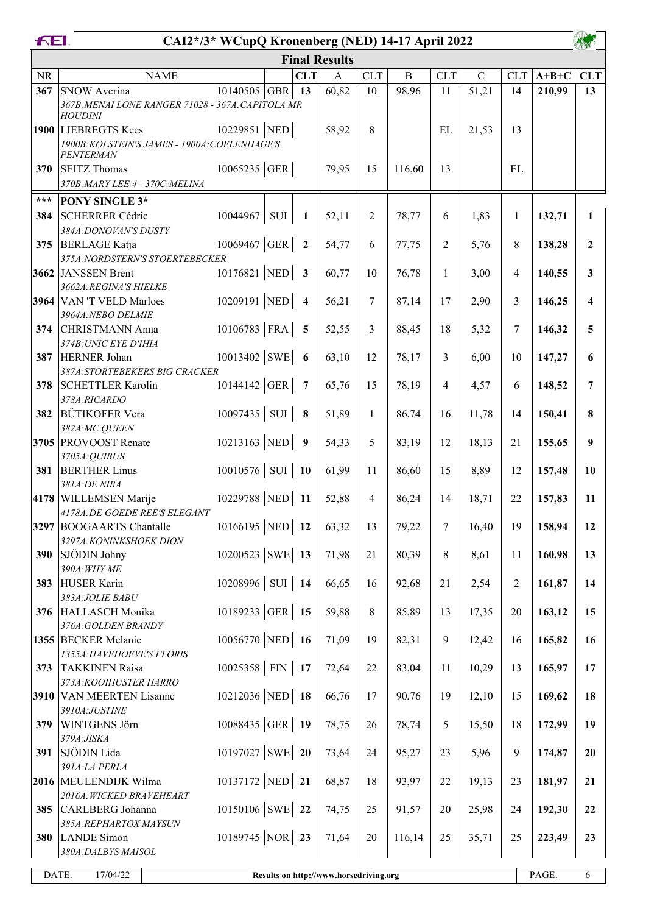# CAI2*/3* WCupQ Kronenberg (NED) 14-17 April 2022

## Final Results

| NR | NAME | | | CLT | A | CLT | B | CLT | C | CLT | A+B+C | CLT |
|---|---|---|---|---|---|---|---|---|---|---|---|---|
| 367 | SNOW Averina | 10140505 | GBR | 13 | 60,82 | 10 | 98,96 | 11 | 51,21 | 14 | 210,99 | 13 |
| | *367B:MENAI LONE RANGER 71028 - 367A:CAPITOLA MR HOUDINI* | | | | | | | | | | | |
| 1900 | LIEBREGTS Kees | 10229851 | NED | | 58,92 | 8 | | EL | 21,53 | 13 | | |
| | *1900B:KOLSTEIN'S JAMES - 1900A:COELENHAGE'S PENTERMAN* | | | | | | | | | | | |
| 370 | SEITZ Thomas | 10065235 | GER | | 79,95 | 15 | 116,60 | 13 | | EL | | |
| | *370B:MARY LEE 4 - 370C:MELINA* | | | | | | | | | | | |
| *** | **PONY SINGLE 3*** | | | | | | | | | | | |
| 384 | SCHERRER Cédric | 10044967 | SUI | 1 | 52,11 | 2 | 78,77 | 6 | 1,83 | 1 | 132,71 | 1 |
| | *384A:DONOVAN'S DUSTY* | | | | | | | | | | | |
| 375 | BERLAGE Katja | 10069467 | GER | 2 | 54,77 | 6 | 77,75 | 2 | 5,76 | 8 | 138,28 | 2 |
| | *375A:NORDSTERN'S STOERTEBECKER* | | | | | | | | | | | |
| 3662 | JANSSEN Brent | 10176821 | NED | 3 | 60,77 | 10 | 76,78 | 1 | 3,00 | 4 | 140,55 | 3 |
| | *3662A:REGINA'S HIELKE* | | | | | | | | | | | |
| 3964 | VAN 'T VELD Marloes | 10209191 | NED | 4 | 56,21 | 7 | 87,14 | 17 | 2,90 | 3 | 146,25 | 4 |
| | *3964A:NEBO DELMIE* | | | | | | | | | | | |
| 374 | CHRISTMANN Anna | 10106783 | FRA | 5 | 52,55 | 3 | 88,45 | 18 | 5,32 | 7 | 146,32 | 5 |
| | *374B:UNIC EYE D'IHIA* | | | | | | | | | | | |
| 387 | HERNER Johan | 10013402 | SWE | 6 | 63,10 | 12 | 78,17 | 3 | 6,00 | 10 | 147,27 | 6 |
| | *387A:STORTEBEKERS BIG CRACKER* | | | | | | | | | | | |
| 378 | SCHETTLER Karolin | 10144142 | GER | 7 | 65,76 | 15 | 78,19 | 4 | 4,57 | 6 | 148,52 | 7 |
| | *378A:RICARDO* | | | | | | | | | | | |
| 382 | BÜTIKOFER Vera | 10097435 | SUI | 8 | 51,89 | 1 | 86,74 | 16 | 11,78 | 14 | 150,41 | 8 |
| | *382A:MC QUEEN* | | | | | | | | | | | |
| 3705 | PROVOOST Renate | 10213163 | NED | 9 | 54,33 | 5 | 83,19 | 12 | 18,13 | 21 | 155,65 | 9 |
| | *3705A:QUIBUS* | | | | | | | | | | | |
| 381 | BERTHER Linus | 10010576 | SUI | 10 | 61,99 | 11 | 86,60 | 15 | 8,89 | 12 | 157,48 | 10 |
| | *381A:DE NIRA* | | | | | | | | | | | |
| 4178 | WILLEMSEN Marije | 10229788 | NED | 11 | 52,88 | 4 | 86,24 | 14 | 18,71 | 22 | 157,83 | 11 |
| | *4178A:DE GOEDE REE'S ELEGANT* | | | | | | | | | | | |
| 3297 | BOOGAARTS Chantalle | 10166195 | NED | 12 | 63,32 | 13 | 79,22 | 7 | 16,40 | 19 | 158,94 | 12 |
| | *3297A:KONINKSHOEK DION* | | | | | | | | | | | |
| 390 | SJÖDIN Johny | 10200523 | SWE | 13 | 71,98 | 21 | 80,39 | 8 | 8,61 | 11 | 160,98 | 13 |
| | *390A:WHY ME* | | | | | | | | | | | |
| 383 | HUSER Karin | 10208996 | SUI | 14 | 66,65 | 16 | 92,68 | 21 | 2,54 | 2 | 161,87 | 14 |
| | *383A:JOLIE BABU* | | | | | | | | | | | |
| 376 | HALLASCH Monika | 10189233 | GER | 15 | 59,88 | 8 | 85,89 | 13 | 17,35 | 20 | 163,12 | 15 |
| | *376A:GOLDEN BRANDY* | | | | | | | | | | | |
| 1355 | BECKER Melanie | 10056770 | NED | 16 | 71,09 | 19 | 82,31 | 9 | 12,42 | 16 | 165,82 | 16 |
| | *1355A:HAVEHOEVE'S FLORIS* | | | | | | | | | | | |
| 373 | TAKKINEN Raisa | 10025358 | FIN | 17 | 72,64 | 22 | 83,04 | 11 | 10,29 | 13 | 165,97 | 17 |
| | *373A:KOOIHUSTER HARRO* | | | | | | | | | | | |
| 3910 | VAN MEERTEN Lisanne | 10212036 | NED | 18 | 66,76 | 17 | 90,76 | 19 | 12,10 | 15 | 169,62 | 18 |
| | *3910A:JUSTINE* | | | | | | | | | | | |
| 379 | WINTGENS Jörn | 10088435 | GER | 19 | 78,75 | 26 | 78,74 | 5 | 15,50 | 18 | 172,99 | 19 |
| | *379A:JISKA* | | | | | | | | | | | |
| 391 | SJÖDIN Lida | 10197027 | SWE | 20 | 73,64 | 24 | 95,27 | 23 | 5,96 | 9 | 174,87 | 20 |
| | *391A:LA PERLA* | | | | | | | | | | | |
| 2016 | MEULENDIJK Wilma | 10137172 | NED | 21 | 68,87 | 18 | 93,97 | 22 | 19,13 | 23 | 181,97 | 21 |
| | *2016A:WICKED BRAVEHEART* | | | | | | | | | | | |
| 385 | CARLBERG Johanna | 10150106 | SWE | 22 | 74,75 | 25 | 91,57 | 20 | 25,98 | 24 | 192,30 | 22 |
| | *385A:REPHARTOX MAYSUN* | | | | | | | | | | | |
| 380 | LANDE Simon | 10189745 | NOR | 23 | 71,64 | 20 | 116,14 | 25 | 35,71 | 25 | 223,49 | 23 |
| | *380A:DALBYS MAISOL* | | | | | | | | | | | |

DATE: 17/04/22 Results on http://www.horsedriving.org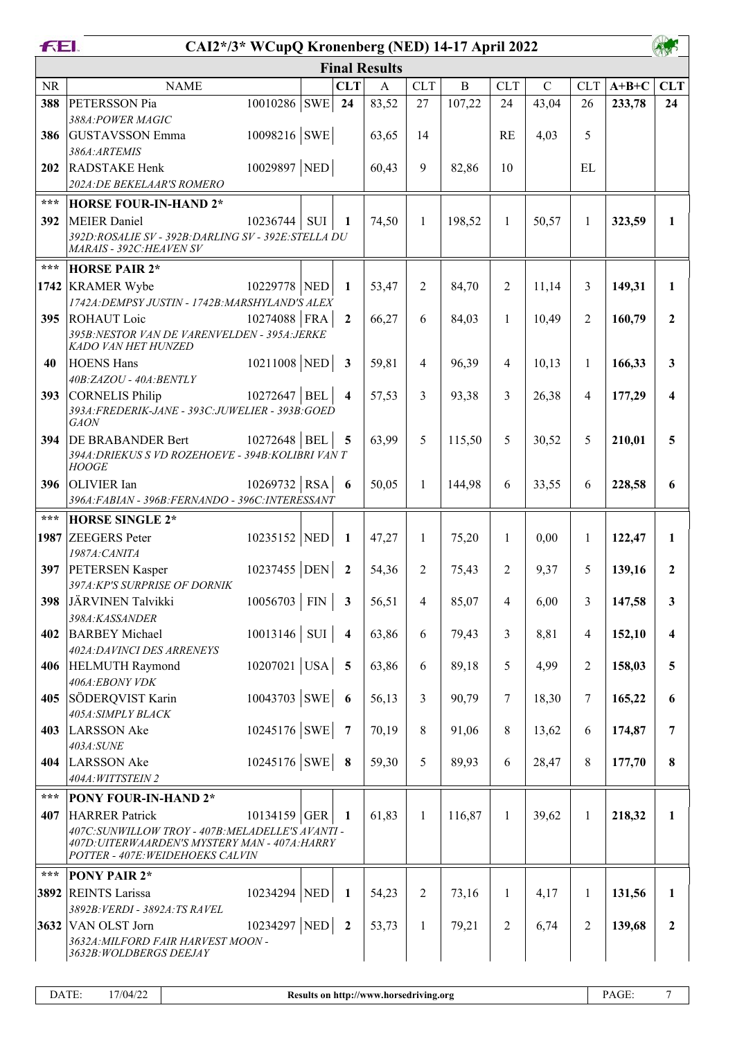# CAI2*/3* WCupQ Kronenberg (NED) 14-17 April 2022

## Final Results

| NR | NAME | | | CLT | A | CLT | B | CLT | C | CLT | A+B+C | CLT |
|---|---|---|---|---|---|---|---|---|---|---|---|---|
| 388 | PETERSSON Pia | 10010286 | SWE | 24 | 83,52 | 27 | 107,22 | 24 | 43,04 | 26 | 233,78 | 24 |
| | *388A:POWER MAGIC* | | | | | | | | | | | |
| 386 | GUSTAVSSON Emma | 10098216 | SWE | | 63,65 | 14 | | RE | 4,03 | 5 | | |
| | *386A:ARTEMIS* | | | | | | | | | | | |
| 202 | RADSTAKE Henk | 10029897 | NED | | 60,43 | 9 | 82,86 | 10 | | EL | | |
| | *202A:DE BEKELAAR'S ROMERO* | | | | | | | | | | | |
| *** | **HORSE FOUR-IN-HAND 2*** | | | | | | | | | | | |
| 392 | MEIER Daniel | 10236744 | SUI | 1 | 74,50 | 1 | 198,52 | 1 | 50,57 | 1 | 323,59 | 1 |
| | *392D:ROSALIE SV - 392B:DARLING SV - 392E:STELLA DU MARAIS - 392C:HEAVEN SV* | | | | | | | | | | | |
| *** | **HORSE PAIR 2*** | | | | | | | | | | | |
| 1742 | KRAMER Wybe | 10229778 | NED | 1 | 53,47 | 2 | 84,70 | 2 | 11,14 | 3 | 149,31 | 1 |
| | *1742A:DEMPSY JUSTIN - 1742B:MARSHYLAND'S ALEX* | | | | | | | | | | | |
| 395 | ROHAUT Loic | 10274088 | FRA | 2 | 66,27 | 6 | 84,03 | 1 | 10,49 | 2 | 160,79 | 2 |
| | *395B:NESTOR VAN DE VARENVELDEN - 395A:JERKE KADO VAN HET HUNZED* | | | | | | | | | | | |
| 40 | HOENS Hans | 10211008 | NED | 3 | 59,81 | 4 | 96,39 | 4 | 10,13 | 1 | 166,33 | 3 |
| | *40B:ZAZOU - 40A:BENTLY* | | | | | | | | | | | |
| 393 | CORNELIS Philip | 10272647 | BEL | 4 | 57,53 | 3 | 93,38 | 3 | 26,38 | 4 | 177,29 | 4 |
| | *393A:FREDERIK-JANE - 393C:JUWELIER - 393B:GOED GAON* | | | | | | | | | | | |
| 394 | DE BRABANDER Bert | 10272648 | BEL | 5 | 63,99 | 5 | 115,50 | 5 | 30,52 | 5 | 210,01 | 5 |
| | *394A:DRIEKUS S VD ROZEHOEVE - 394B:KOLIBRI VAN T HOOGE* | | | | | | | | | | | |
| 396 | OLIVIER Ian | 10269732 | RSA | 6 | 50,05 | 1 | 144,98 | 6 | 33,55 | 6 | 228,58 | 6 |
| | *396A:FABIAN - 396B:FERNANDO - 396C:INTERESSANT* | | | | | | | | | | | |
| *** | **HORSE SINGLE 2*** | | | | | | | | | | | |
| 1987 | ZEEGERS Peter | 10235152 | NED | 1 | 47,27 | 1 | 75,20 | 1 | 0,00 | 1 | 122,47 | 1 |
| | *1987A:CANITA* | | | | | | | | | | | |
| 397 | PETERSEN Kasper | 10237455 | DEN | 2 | 54,36 | 2 | 75,43 | 2 | 9,37 | 5 | 139,16 | 2 |
| | *397A:KP'S SURPRISE OF DORNIK* | | | | | | | | | | | |
| 398 | JÄRVINEN Talvikki | 10056703 | FIN | 3 | 56,51 | 4 | 85,07 | 4 | 6,00 | 3 | 147,58 | 3 |
| | *398A:KASSANDER* | | | | | | | | | | | |
| 402 | BARBEY Michael | 10013146 | SUI | 4 | 63,86 | 6 | 79,43 | 3 | 8,81 | 4 | 152,10 | 4 |
| | *402A:DAVINCI DES ARRENEYS* | | | | | | | | | | | |
| 406 | HELMUTH Raymond | 10207021 | USA | 5 | 63,86 | 6 | 89,18 | 5 | 4,99 | 2 | 158,03 | 5 |
| | *406A:EBONY VDK* | | | | | | | | | | | |
| 405 | SÖDERQVIST Karin | 10043703 | SWE | 6 | 56,13 | 3 | 90,79 | 7 | 18,30 | 7 | 165,22 | 6 |
| | *405A:SIMPLY BLACK* | | | | | | | | | | | |
| 403 | LARSSON Ake | 10245176 | SWE | 7 | 70,19 | 8 | 91,06 | 8 | 13,62 | 6 | 174,87 | 7 |
| | *403A:SUNE* | | | | | | | | | | | |
| 404 | LARSSON Ake | 10245176 | SWE | 8 | 59,30 | 5 | 89,93 | 6 | 28,47 | 8 | 177,70 | 8 |
| | *404A:WITTSTEIN 2* | | | | | | | | | | | |
| *** | **PONY FOUR-IN-HAND 2*** | | | | | | | | | | | |
| 407 | HARRER Patrick | 10134159 | GER | 1 | 61,83 | 1 | 116,87 | 1 | 39,62 | 1 | 218,32 | 1 |
| | *407C:SUNWILLOW TROY - 407B:MELADELLE'S AVANTI - 407D:UITERWAARDEN'S MYSTERY MAN - 407A:HARRY POTTER - 407E:WEIDEHOEKS CALVIN* | | | | | | | | | | | |
| *** | **PONY PAIR 2*** | | | | | | | | | | | |
| 3892 | REINTS Larissa | 10234294 | NED | 1 | 54,23 | 2 | 73,16 | 1 | 4,17 | 1 | 131,56 | 1 |
| | *3892B:VERDI - 3892A:TS RAVEL* | | | | | | | | | | | |
| 3632 | VAN OLST Jorn | 10234297 | NED | 2 | 53,73 | 1 | 79,21 | 2 | 6,74 | 2 | 139,68 | 2 |
| | *3632A:MILFORD FAIR HARVEST MOON - 3632B:WOLDBERGS DEEJAY* | | | | | | | | | | | |

DATE: 17/04/22 — Results on http://www.horsedriving.org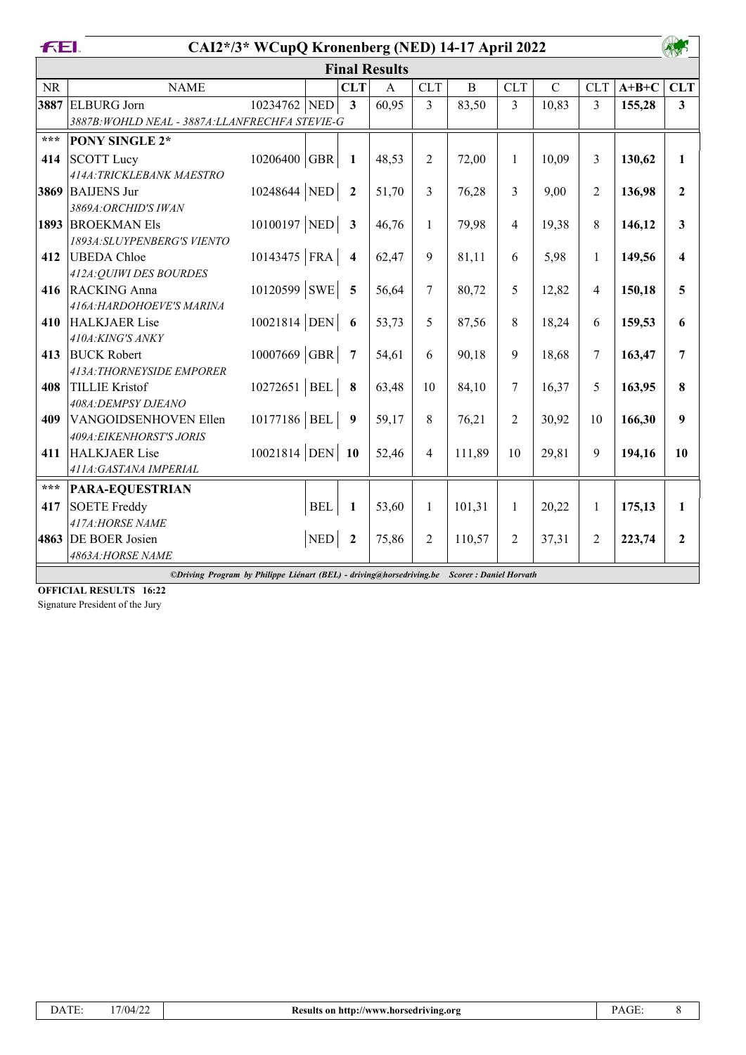# CAI2*/3* WCupQ Kronenberg (NED) 14-17 April 2022

## Final Results

| NR | NAME | | | CLT | A | CLT | B | CLT | C | CLT | A+B+C | CLT |
|---|---|---|---|---|---|---|---|---|---|---|---|---|
| 3887 | ELBURG Jorn | 10234762 | NED | **3** | 60,95 | 3 | 83,50 | 3 | 10,83 | 3 | **155,28** | **3** |
| | *3887B:WOHLD NEAL - 3887A:LLANFRECHFA STEVIE-G* | | | | | | | | | | | |
| *** | **PONY SINGLE 2*** | | | | | | | | | | | |
| 414 | SCOTT Lucy | 10206400 | GBR | **1** | 48,53 | 2 | 72,00 | 1 | 10,09 | 3 | **130,62** | **1** |
| | *414A:TRICKLEBANK MAESTRO* | | | | | | | | | | | |
| 3869 | BAIJENS Jur | 10248644 | NED | **2** | 51,70 | 3 | 76,28 | 3 | 9,00 | 2 | **136,98** | **2** |
| | *3869A:ORCHID'S IWAN* | | | | | | | | | | | |
| 1893 | BROEKMAN Els | 10100197 | NED | **3** | 46,76 | 1 | 79,98 | 4 | 19,38 | 8 | **146,12** | **3** |
| | *1893A:SLUYPENBERG'S VIENTO* | | | | | | | | | | | |
| 412 | UBEDA Chloe | 10143475 | FRA | **4** | 62,47 | 9 | 81,11 | 6 | 5,98 | 1 | **149,56** | **4** |
| | *412A:QUIWI DES BOURDES* | | | | | | | | | | | |
| 416 | RACKING Anna | 10120599 | SWE | **5** | 56,64 | 7 | 80,72 | 5 | 12,82 | 4 | **150,18** | **5** |
| | *416A:HARDOHOEVE'S MARINA* | | | | | | | | | | | |
| 410 | HALKJAER Lise | 10021814 | DEN | **6** | 53,73 | 5 | 87,56 | 8 | 18,24 | 6 | **159,53** | **6** |
| | *410A:KING'S ANKY* | | | | | | | | | | | |
| 413 | BUCK Robert | 10007669 | GBR | **7** | 54,61 | 6 | 90,18 | 9 | 18,68 | 7 | **163,47** | **7** |
| | *413A:THORNEYSIDE EMPORER* | | | | | | | | | | | |
| 408 | TILLIE Kristof | 10272651 | BEL | **8** | 63,48 | 10 | 84,10 | 7 | 16,37 | 5 | **163,95** | **8** |
| | *408A:DEMPSY DJEANO* | | | | | | | | | | | |
| 409 | VANGOIDSENHOVEN Ellen | 10177186 | BEL | **9** | 59,17 | 8 | 76,21 | 2 | 30,92 | 10 | **166,30** | **9** |
| | *409A:EIKENHORST'S JORIS* | | | | | | | | | | | |
| 411 | HALKJAER Lise | 10021814 | DEN | **10** | 52,46 | 4 | 111,89 | 10 | 29,81 | 9 | **194,16** | **10** |
| | *411A:GASTANA IMPERIAL* | | | | | | | | | | | |
| *** | **PARA-EQUESTRIAN** | | | | | | | | | | | |
| 417 | SOETE Freddy | | BEL | **1** | 53,60 | 1 | 101,31 | 1 | 20,22 | 1 | **175,13** | **1** |
| | *417A:HORSE NAME* | | | | | | | | | | | |
| 4863 | DE BOER Josien | | NED | **2** | 75,86 | 2 | 110,57 | 2 | 37,31 | 2 | **223,74** | **2** |
| | *4863A:HORSE NAME* | | | | | | | | | | | |

*©Driving Program by Philippe Liénart (BEL) - driving@horsedriving.be Scorer : Daniel Horvath*

**OFFICIAL RESULTS 16:22**

Signature President of the Jury

DATE: 17/04/22 — **Results on http://www.horsedriving.org**